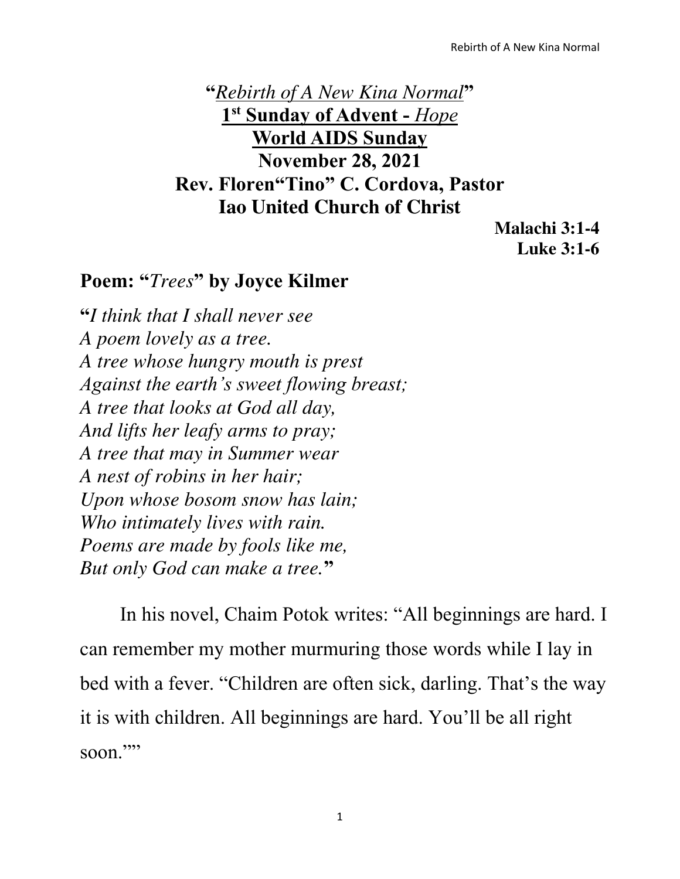# "*Rebirth of A New Kina Normal*"

## 1st Sunday of Advent - *Hope*

## World AIDS Sunday

## November 28, 2021

## Rev. Floren"Tino" C. Cordova, Pastor

## Iao United Church of Christ

**Malachi 3:1-4**
**Luke 3:1-6**

### Poem: "*Trees*" by Joyce Kilmer

**"***I think that I shall never see*
*A poem lovely as a tree.*
*A tree whose hungry mouth is prest*
*Against the earth's sweet flowing breast;*
*A tree that looks at God all day,*
*And lifts her leafy arms to pray;*
*A tree that may in Summer wear*
*A nest of robins in her hair;*
*Upon whose bosom snow has lain;*
*Who intimately lives with rain.*
*Poems are made by fools like me,*
*But only God can make a tree.***"**

In his novel, Chaim Potok writes: "All beginnings are hard. I can remember my mother murmuring those words while I lay in bed with a fever. "Children are often sick, darling. That's the way it is with children. All beginnings are hard. You'll be all right soon.""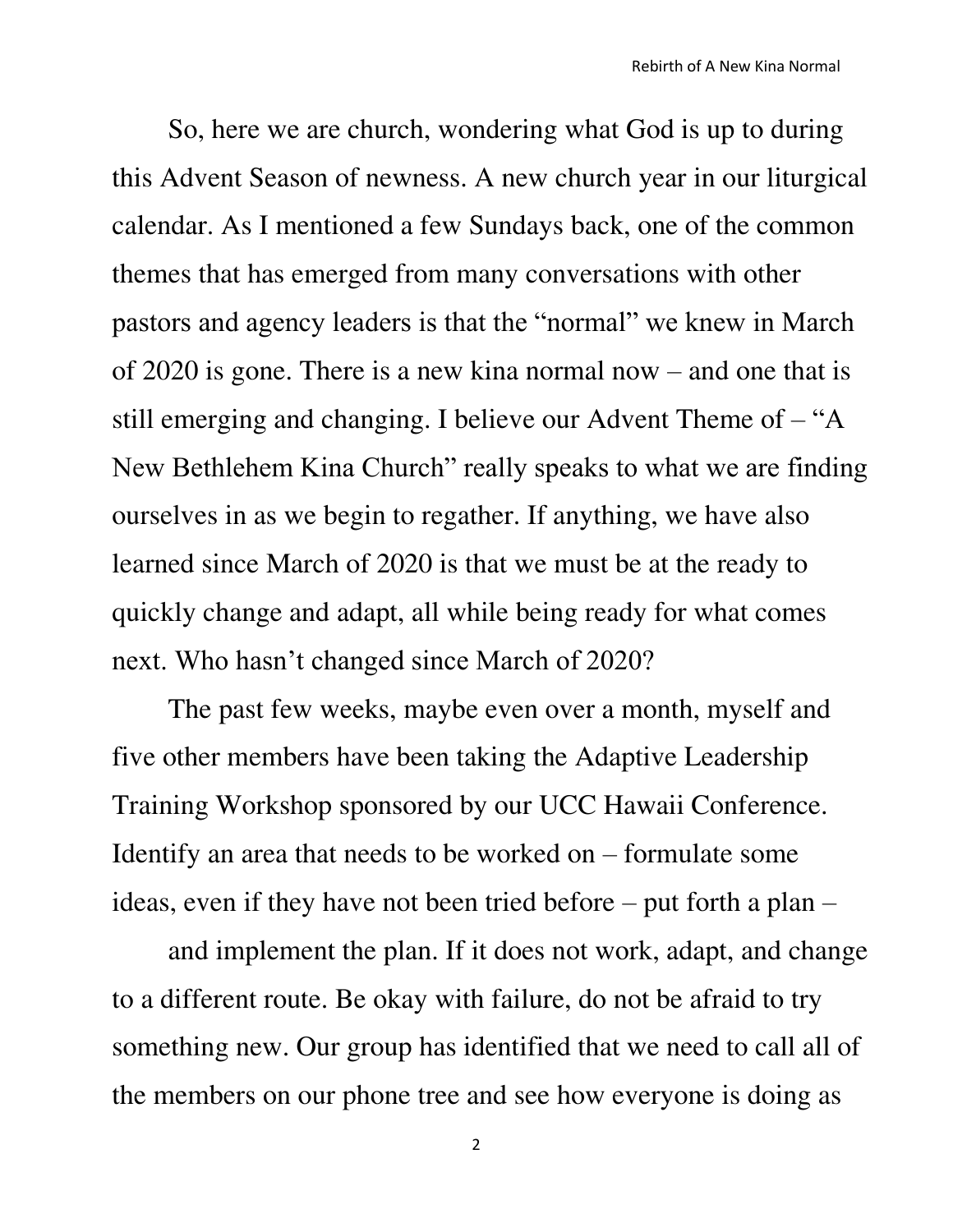So, here we are church, wondering what God is up to during this Advent Season of newness. A new church year in our liturgical calendar. As I mentioned a few Sundays back, one of the common themes that has emerged from many conversations with other pastors and agency leaders is that the "normal" we knew in March of 2020 is gone. There is a new kina normal now – and one that is still emerging and changing. I believe our Advent Theme of – "A New Bethlehem Kina Church" really speaks to what we are finding ourselves in as we begin to regather. If anything, we have also learned since March of 2020 is that we must be at the ready to quickly change and adapt, all while being ready for what comes next. Who hasn't changed since March of 2020?

The past few weeks, maybe even over a month, myself and five other members have been taking the Adaptive Leadership Training Workshop sponsored by our UCC Hawaii Conference. Identify an area that needs to be worked on – formulate some ideas, even if they have not been tried before – put forth a plan –

and implement the plan. If it does not work, adapt, and change to a different route. Be okay with failure, do not be afraid to try something new. Our group has identified that we need to call all of the members on our phone tree and see how everyone is doing as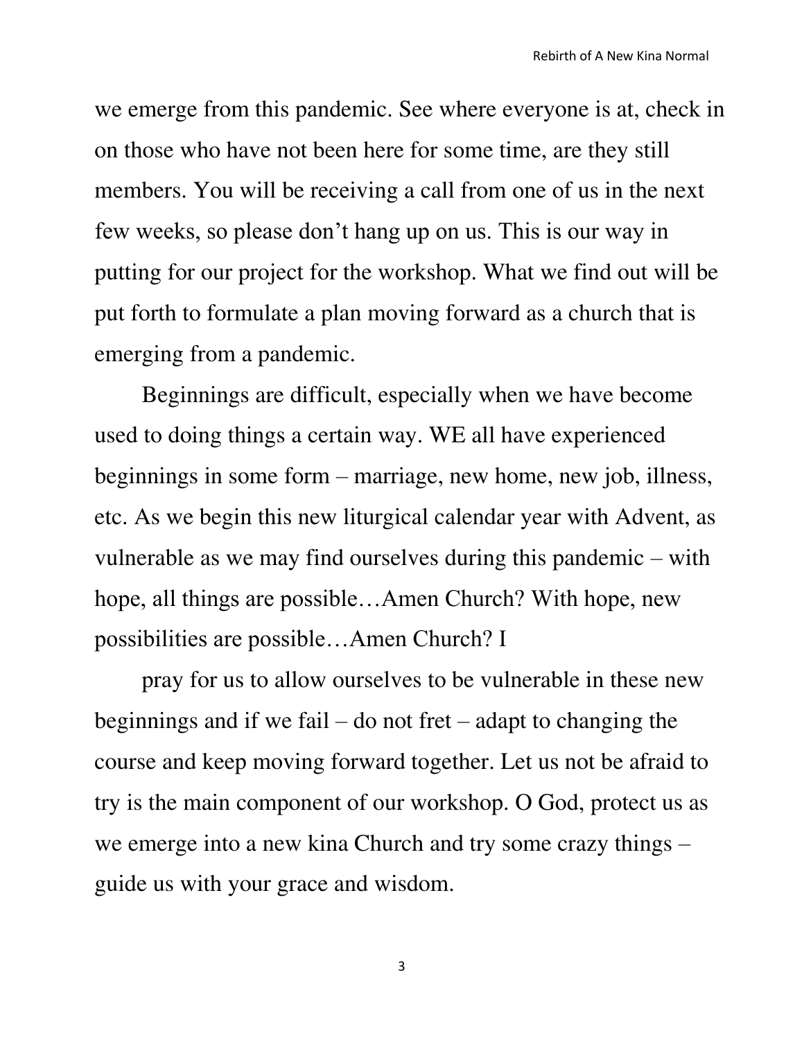we emerge from this pandemic. See where everyone is at, check in on those who have not been here for some time, are they still members. You will be receiving a call from one of us in the next few weeks, so please don't hang up on us. This is our way in putting for our project for the workshop. What we find out will be put forth to formulate a plan moving forward as a church that is emerging from a pandemic.

Beginnings are difficult, especially when we have become used to doing things a certain way. WE all have experienced beginnings in some form – marriage, new home, new job, illness, etc. As we begin this new liturgical calendar year with Advent, as vulnerable as we may find ourselves during this pandemic – with hope, all things are possible…Amen Church? With hope, new possibilities are possible…Amen Church? I

pray for us to allow ourselves to be vulnerable in these new beginnings and if we fail – do not fret – adapt to changing the course and keep moving forward together. Let us not be afraid to try is the main component of our workshop. O God, protect us as we emerge into a new kina Church and try some crazy things – guide us with your grace and wisdom.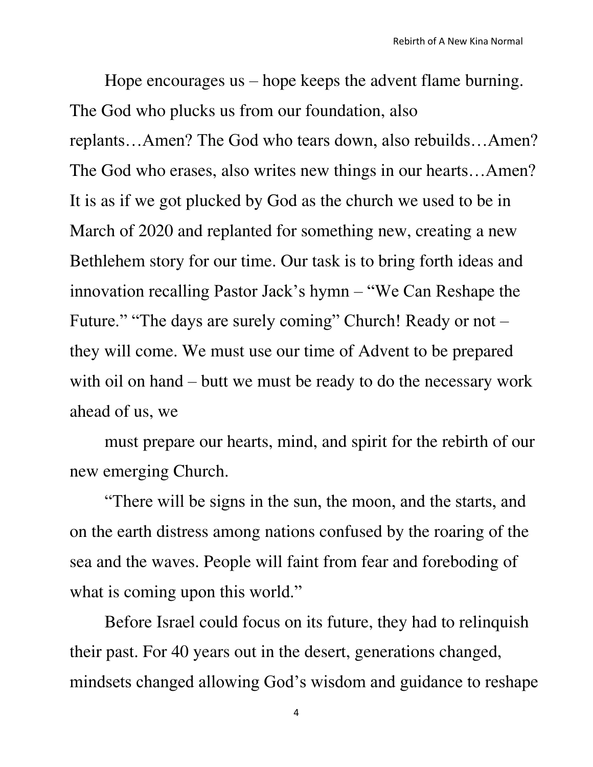Hope encourages us – hope keeps the advent flame burning. The God who plucks us from our foundation, also replants…Amen? The God who tears down, also rebuilds…Amen? The God who erases, also writes new things in our hearts…Amen? It is as if we got plucked by God as the church we used to be in March of 2020 and replanted for something new, creating a new Bethlehem story for our time. Our task is to bring forth ideas and innovation recalling Pastor Jack's hymn – "We Can Reshape the Future." "The days are surely coming" Church! Ready or not – they will come. We must use our time of Advent to be prepared with oil on hand – butt we must be ready to do the necessary work ahead of us, we

must prepare our hearts, mind, and spirit for the rebirth of our new emerging Church.

"There will be signs in the sun, the moon, and the starts, and on the earth distress among nations confused by the roaring of the sea and the waves. People will faint from fear and foreboding of what is coming upon this world."

Before Israel could focus on its future, they had to relinquish their past. For 40 years out in the desert, generations changed, mindsets changed allowing God's wisdom and guidance to reshape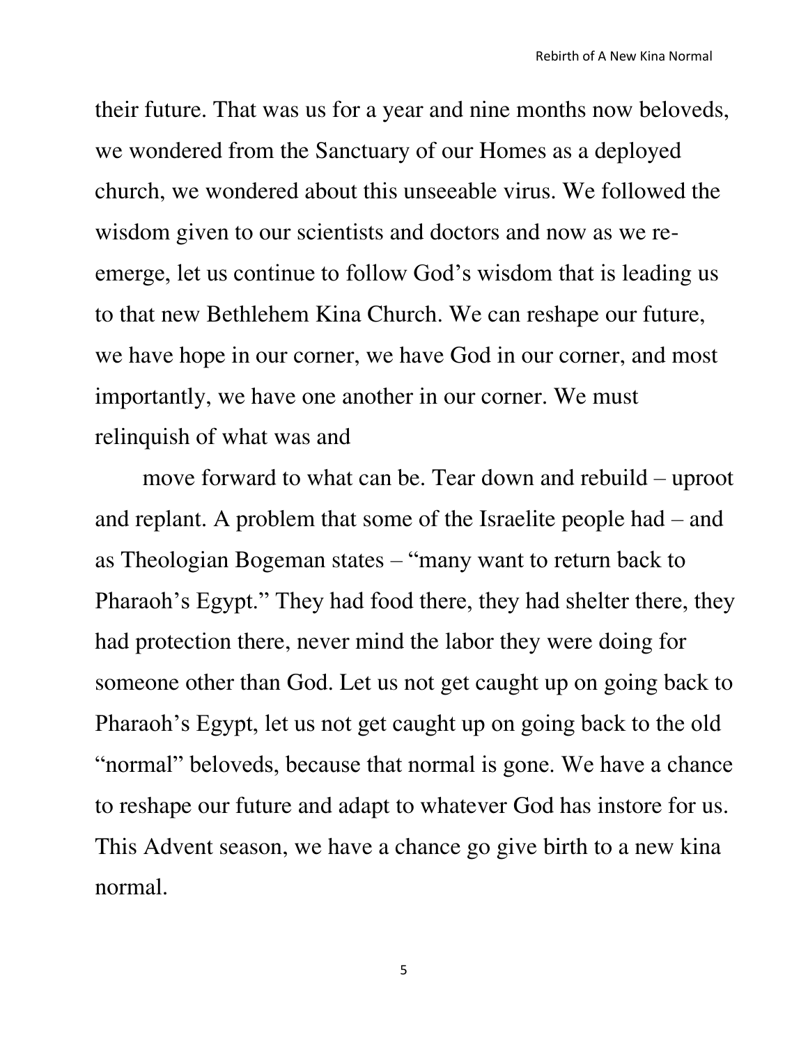their future. That was us for a year and nine months now beloveds, we wondered from the Sanctuary of our Homes as a deployed church, we wondered about this unseeable virus. We followed the wisdom given to our scientists and doctors and now as we re-emerge, let us continue to follow God's wisdom that is leading us to that new Bethlehem Kina Church. We can reshape our future, we have hope in our corner, we have God in our corner, and most importantly, we have one another in our corner. We must relinquish of what was and

move forward to what can be. Tear down and rebuild – uproot and replant. A problem that some of the Israelite people had – and as Theologian Bogeman states – "many want to return back to Pharaoh's Egypt." They had food there, they had shelter there, they had protection there, never mind the labor they were doing for someone other than God. Let us not get caught up on going back to Pharaoh's Egypt, let us not get caught up on going back to the old "normal" beloveds, because that normal is gone. We have a chance to reshape our future and adapt to whatever God has instore for us. This Advent season, we have a chance go give birth to a new kina normal.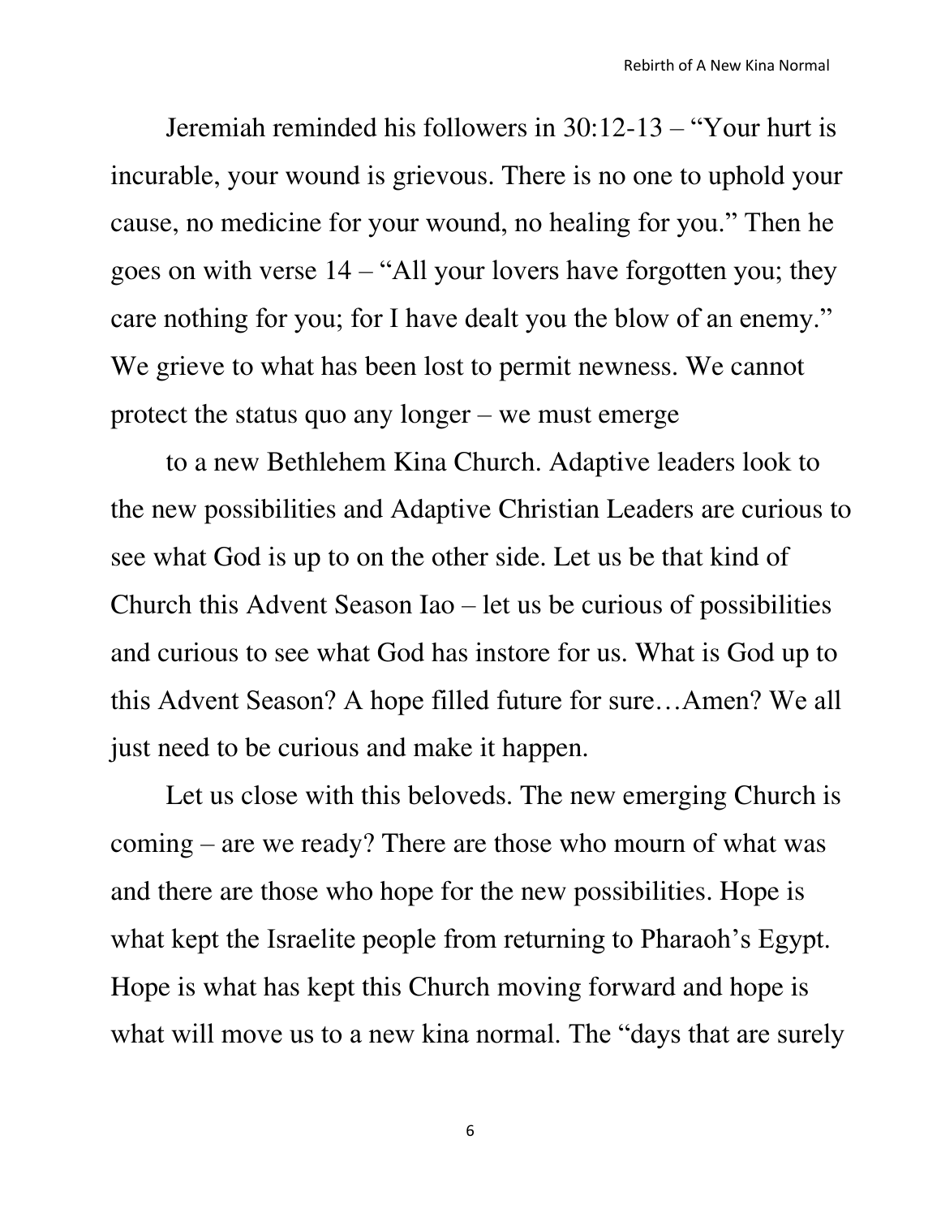Jeremiah reminded his followers in 30:12-13 – "Your hurt is incurable, your wound is grievous. There is no one to uphold your cause, no medicine for your wound, no healing for you." Then he goes on with verse 14 – "All your lovers have forgotten you; they care nothing for you; for I have dealt you the blow of an enemy." We grieve to what has been lost to permit newness. We cannot protect the status quo any longer – we must emerge

to a new Bethlehem Kina Church. Adaptive leaders look to the new possibilities and Adaptive Christian Leaders are curious to see what God is up to on the other side. Let us be that kind of Church this Advent Season Iao – let us be curious of possibilities and curious to see what God has instore for us. What is God up to this Advent Season? A hope filled future for sure…Amen? We all just need to be curious and make it happen.

Let us close with this beloveds. The new emerging Church is coming – are we ready? There are those who mourn of what was and there are those who hope for the new possibilities. Hope is what kept the Israelite people from returning to Pharaoh's Egypt. Hope is what has kept this Church moving forward and hope is what will move us to a new kina normal. The "days that are surely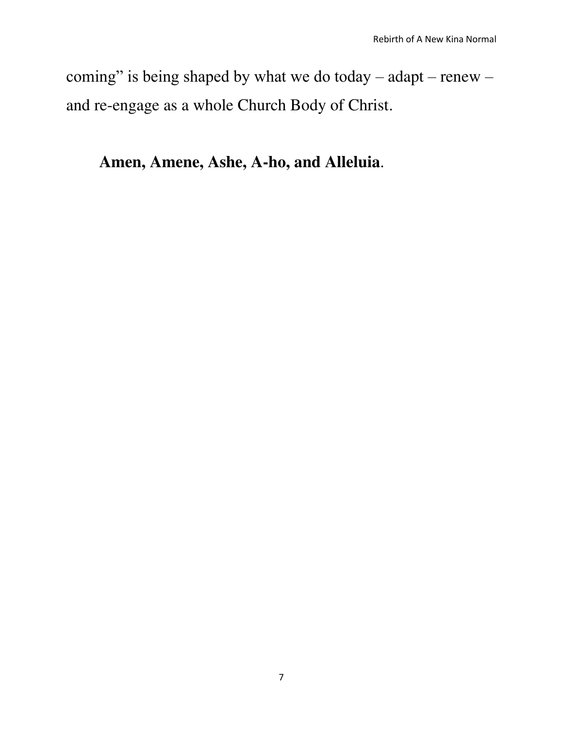coming" is being shaped by what we do today – adapt – renew – and re-engage as a whole Church Body of Christ.

**Amen, Amene, Ashe, A-ho, and Alleluia**.